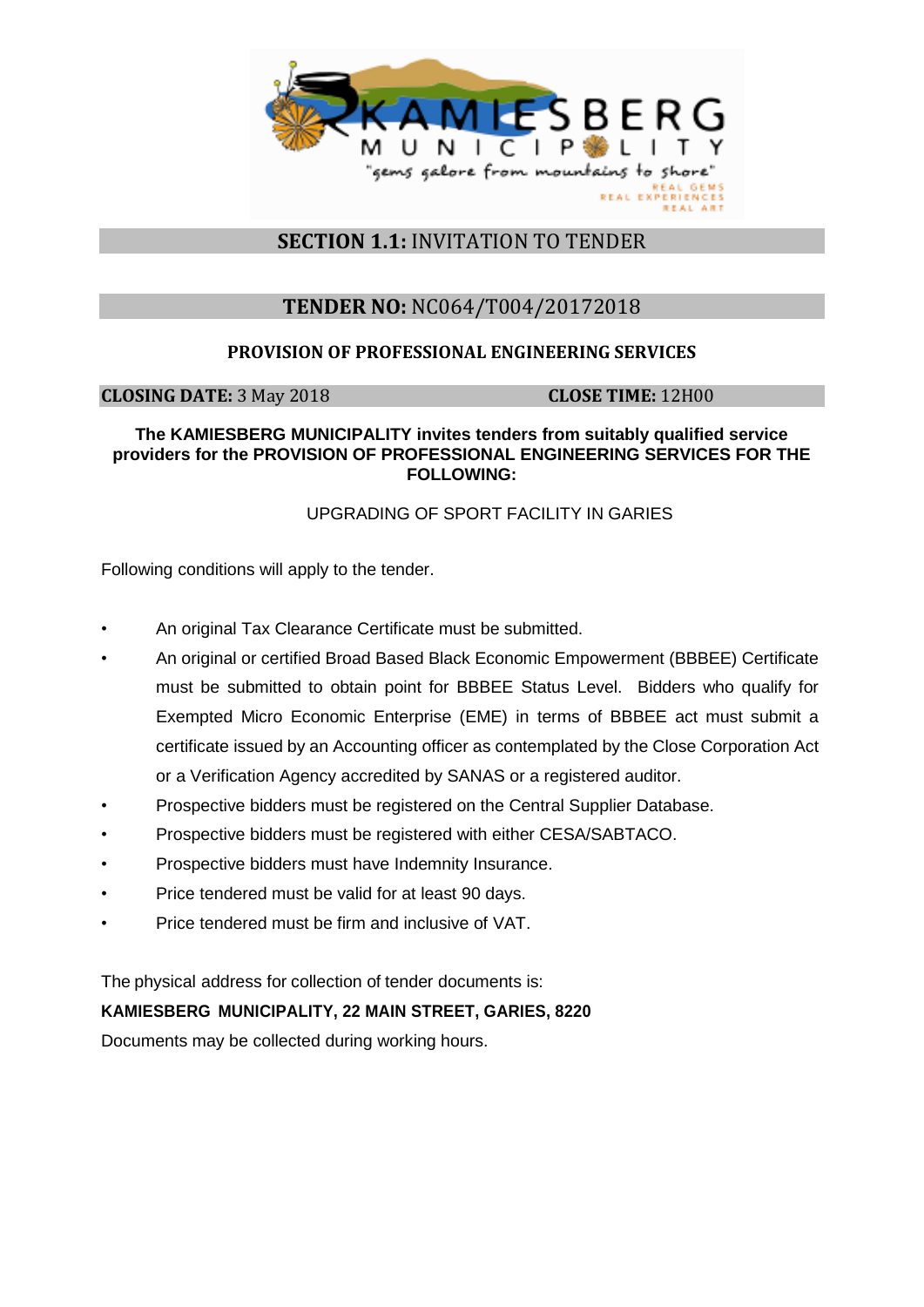## **SECTION 1.1:** INVITATION TO TENDER

## **TENDER NO:** NC064/T004/20172018

### PROVISION OF PROFESSIONAL ENGINEERING SERVICES

**CLOSING DATE:** 3 May 2018 **CLOSE TIME:** 12H00

**The KAMIESBERG MUNICIPALITY invites tenders from suitably qualified service providers for the PROVISION OF PROFESSIONAL ENGINEERING SERVICES FOR THE FOLLOWING:**

UPGRADING OF SPORT FACILITY IN GARIES

Following conditions will apply to the tender.

- An original Tax Clearance Certificate must be submitted.
- An original or certified Broad Based Black Economic Empowerment (BBBEE) Certificate must be submitted to obtain point for BBBEE Status Level. Bidders who qualify for Exempted Micro Economic Enterprise (EME) in terms of BBBEE act must submit a certificate issued by an Accounting officer as contemplated by the Close Corporation Act or a Verification Agency accredited by SANAS or a registered auditor.
- Prospective bidders must be registered on the Central Supplier Database.
- Prospective bidders must be registered with either CESA/SABTACO.
- Prospective bidders must have Indemnity Insurance.
- Price tendered must be valid for at least 90 days.
- Price tendered must be firm and inclusive of VAT.

The physical address for collection of tender documents is:

**KAMIESBERG MUNICIPALITY, 22 MAIN STREET, GARIES, 8220**

Documents may be collected during working hours.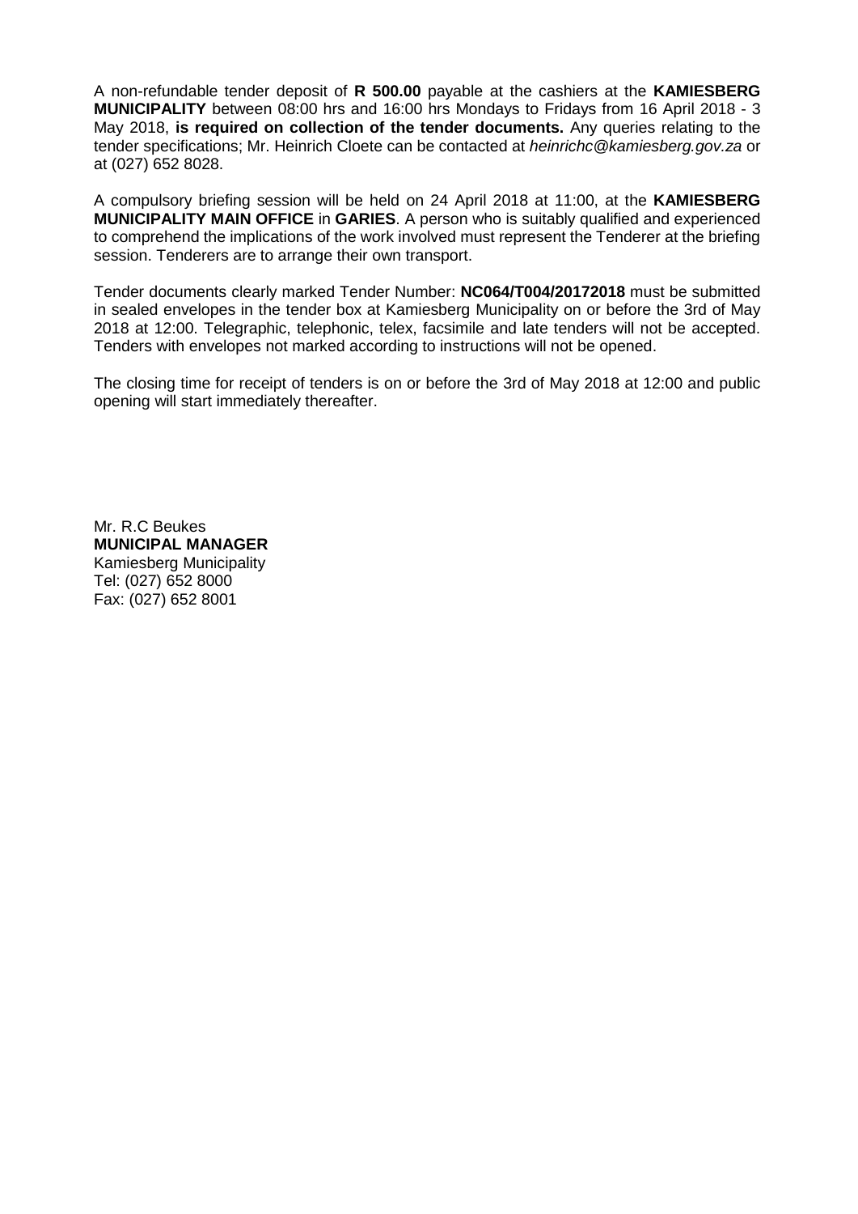A non-refundable tender deposit of **R 500.00** payable at the cashiers at the **KAMIESBERG MUNICIPALITY** between 08:00 hrs and 16:00 hrs Mondays to Fridays from 16 April 2018 - 3 May 2018, **is required on collection of the tender documents.** Any queries relating to the tender specifications; Mr. Heinrich Cloete can be contacted at *heinrichc@kamiesberg.gov.za* or at (027) 652 8028.

A compulsory briefing session will be held on 24 April 2018 at 11:00, at the **KAMIESBERG MUNICIPALITY MAIN OFFICE** in **GARIES**. A person who is suitably qualified and experienced to comprehend the implications of the work involved must represent the Tenderer at the briefing session. Tenderers are to arrange their own transport.

Tender documents clearly marked Tender Number: **NC064/T004/20172018** must be submitted in sealed envelopes in the tender box at Kamiesberg Municipality on or before the 3rd of May 2018 at 12:00. Telegraphic, telephonic, telex, facsimile and late tenders will not be accepted. Tenders with envelopes not marked according to instructions will not be opened.

The closing time for receipt of tenders is on or before the 3rd of May 2018 at 12:00 and public opening will start immediately thereafter.

Mr. R.C Beukes
**MUNICIPAL MANAGER**
Kamiesberg Municipality
Tel: (027) 652 8000
Fax: (027) 652 8001